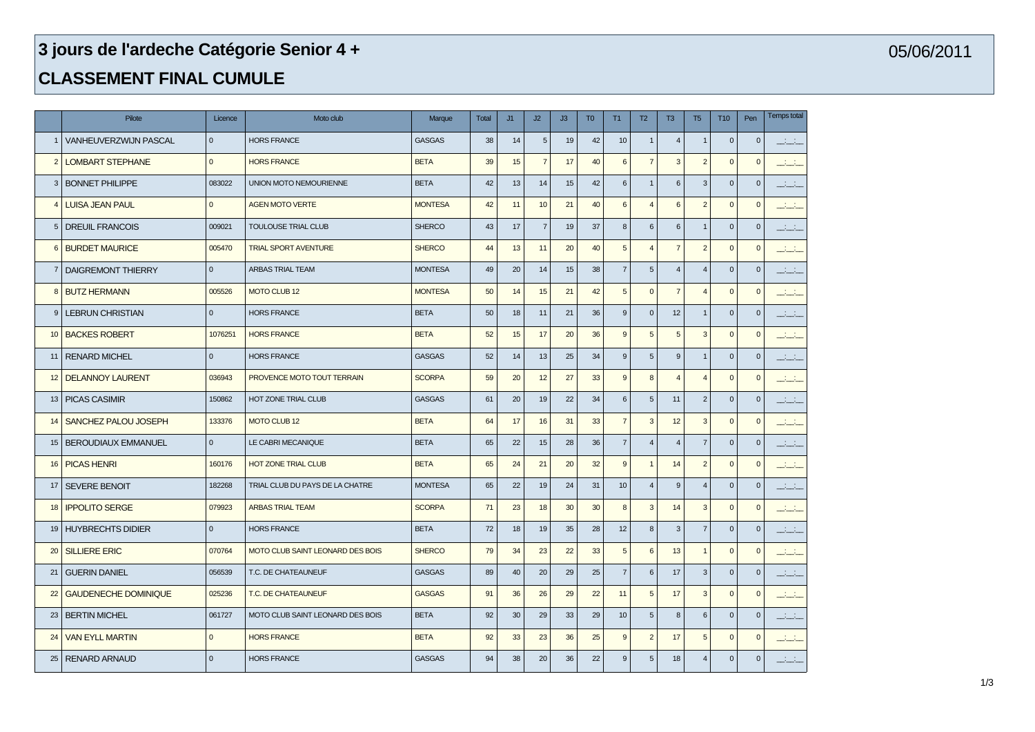# 3 jours de l'ardeche Catégorie Senior 4 +

05/06/2011

## CLASSEMENT FINAL CUMULE

| | Pilote | Licence | Moto club | Marque | Total | J1 | J2 | J3 | T0 | T1 | T2 | T3 | T5 | T10 | Pen | Temps total |
|---|---|---|---|---|---|---|---|---|---|---|---|---|---|---|---|---|
| 1 | VANHEUVERZWIJN PASCAL | 0 | HORS FRANCE | GASGAS | 38 | 14 | 5 | 19 | 42 | 10 | 1 | 4 | 1 | 0 | 0 | __:__:__ |
| 2 | LOMBART STEPHANE | 0 | HORS FRANCE | BETA | 39 | 15 | 7 | 17 | 40 | 6 | 7 | 3 | 2 | 0 | 0 | __:__:__ |
| 3 | BONNET PHILIPPE | 083022 | UNION MOTO NEMOURIENNE | BETA | 42 | 13 | 14 | 15 | 42 | 6 | 1 | 6 | 3 | 0 | 0 | __:__:__ |
| 4 | LUISA JEAN PAUL | 0 | AGEN MOTO VERTE | MONTESA | 42 | 11 | 10 | 21 | 40 | 6 | 4 | 6 | 2 | 0 | 0 | __:__:__ |
| 5 | DREUIL FRANCOIS | 009021 | TOULOUSE TRIAL CLUB | SHERCO | 43 | 17 | 7 | 19 | 37 | 8 | 6 | 6 | 1 | 0 | 0 | __:__:__ |
| 6 | BURDET MAURICE | 005470 | TRIAL SPORT AVENTURE | SHERCO | 44 | 13 | 11 | 20 | 40 | 5 | 4 | 7 | 2 | 0 | 0 | __:__:__ |
| 7 | DAIGREMONT THIERRY | 0 | ARBAS TRIAL TEAM | MONTESA | 49 | 20 | 14 | 15 | 38 | 7 | 5 | 4 | 4 | 0 | 0 | __:__:__ |
| 8 | BUTZ HERMANN | 005526 | MOTO CLUB 12 | MONTESA | 50 | 14 | 15 | 21 | 42 | 5 | 0 | 7 | 4 | 0 | 0 | __:__:__ |
| 9 | LEBRUN CHRISTIAN | 0 | HORS FRANCE | BETA | 50 | 18 | 11 | 21 | 36 | 9 | 0 | 12 | 1 | 0 | 0 | __:__:__ |
| 10 | BACKES ROBERT | 1076251 | HORS FRANCE | BETA | 52 | 15 | 17 | 20 | 36 | 9 | 5 | 5 | 3 | 0 | 0 | __:__:__ |
| 11 | RENARD MICHEL | 0 | HORS FRANCE | GASGAS | 52 | 14 | 13 | 25 | 34 | 9 | 5 | 9 | 1 | 0 | 0 | __:__:__ |
| 12 | DELANNOY LAURENT | 036943 | PROVENCE MOTO TOUT TERRAIN | SCORPA | 59 | 20 | 12 | 27 | 33 | 9 | 8 | 4 | 4 | 0 | 0 | __:__:__ |
| 13 | PICAS CASIMIR | 150862 | HOT ZONE TRIAL CLUB | GASGAS | 61 | 20 | 19 | 22 | 34 | 6 | 5 | 11 | 2 | 0 | 0 | __:__:__ |
| 14 | SANCHEZ PALOU JOSEPH | 133376 | MOTO CLUB 12 | BETA | 64 | 17 | 16 | 31 | 33 | 7 | 3 | 12 | 3 | 0 | 0 | __:__:__ |
| 15 | BEROUDIAUX EMMANUEL | 0 | LE CABRI MECANIQUE | BETA | 65 | 22 | 15 | 28 | 36 | 7 | 4 | 4 | 7 | 0 | 0 | __:__:__ |
| 16 | PICAS HENRI | 160176 | HOT ZONE TRIAL CLUB | BETA | 65 | 24 | 21 | 20 | 32 | 9 | 1 | 14 | 2 | 0 | 0 | __:__:__ |
| 17 | SEVERE BENOIT | 182268 | TRIAL CLUB DU PAYS DE LA CHATRE | MONTESA | 65 | 22 | 19 | 24 | 31 | 10 | 4 | 9 | 4 | 0 | 0 | __:__:__ |
| 18 | IPPOLITO SERGE | 079923 | ARBAS TRIAL TEAM | SCORPA | 71 | 23 | 18 | 30 | 30 | 8 | 3 | 14 | 3 | 0 | 0 | __:__:__ |
| 19 | HUYBRECHTS DIDIER | 0 | HORS FRANCE | BETA | 72 | 18 | 19 | 35 | 28 | 12 | 8 | 3 | 7 | 0 | 0 | __:__:__ |
| 20 | SILLIERE ERIC | 070764 | MOTO CLUB SAINT LEONARD DES BOIS | SHERCO | 79 | 34 | 23 | 22 | 33 | 5 | 6 | 13 | 1 | 0 | 0 | __:__:__ |
| 21 | GUERIN DANIEL | 056539 | T.C. DE CHATEAUNEUF | GASGAS | 89 | 40 | 20 | 29 | 25 | 7 | 6 | 17 | 3 | 0 | 0 | __:__:__ |
| 22 | GAUDENECHE DOMINIQUE | 025236 | T.C. DE CHATEAUNEUF | GASGAS | 91 | 36 | 26 | 29 | 22 | 11 | 5 | 17 | 3 | 0 | 0 | __:__:__ |
| 23 | BERTIN MICHEL | 061727 | MOTO CLUB SAINT LEONARD DES BOIS | BETA | 92 | 30 | 29 | 33 | 29 | 10 | 5 | 8 | 6 | 0 | 0 | __:__:__ |
| 24 | VAN EYLL MARTIN | 0 | HORS FRANCE | BETA | 92 | 33 | 23 | 36 | 25 | 9 | 2 | 17 | 5 | 0 | 0 | __:__:__ |
| 25 | RENARD ARNAUD | 0 | HORS FRANCE | GASGAS | 94 | 38 | 20 | 36 | 22 | 9 | 5 | 18 | 4 | 0 | 0 | __:__:__ |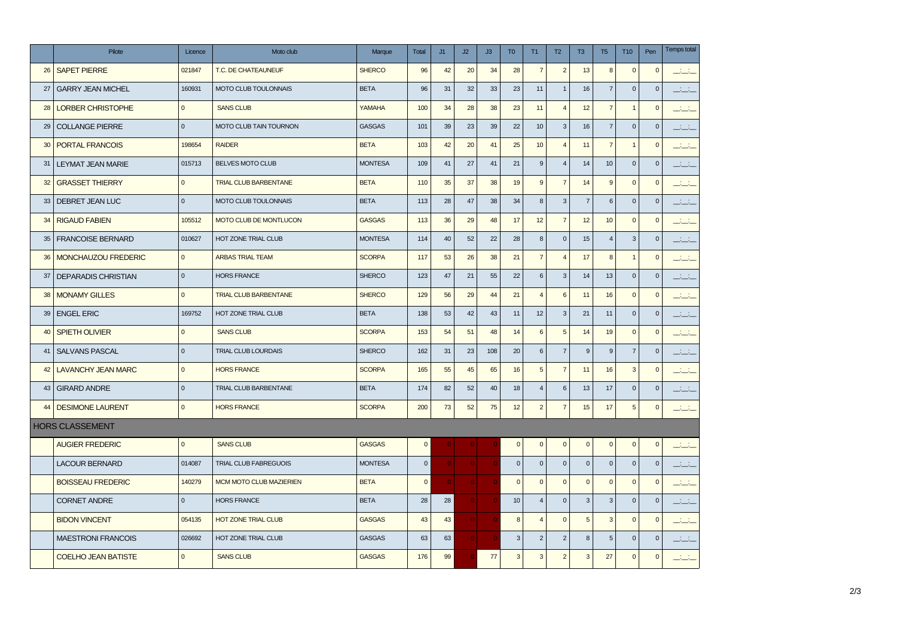| | Pilote | Licence | Moto club | Marque | Total | J1 | J2 | J3 | T0 | T1 | T2 | T3 | T5 | T10 | Pen | Temps total |
|---|---|---|---|---|---|---|---|---|---|---|---|---|---|---|---|---|
| 26 | SAPET PIERRE | 021847 | T.C. DE CHATEAUNEUF | SHERCO | 96 | 42 | 20 | 34 | 28 | 7 | 2 | 13 | 8 | 0 | 0 | __:__:__ |
| 27 | GARRY JEAN MICHEL | 160931 | MOTO CLUB TOULONNAIS | BETA | 96 | 31 | 32 | 33 | 23 | 11 | 1 | 16 | 7 | 0 | 0 | __:__:__ |
| 28 | LORBER CHRISTOPHE | 0 | SANS CLUB | YAMAHA | 100 | 34 | 28 | 38 | 23 | 11 | 4 | 12 | 7 | 1 | 0 | __:__:__ |
| 29 | COLLANGE PIERRE | 0 | MOTO CLUB TAIN TOURNON | GASGAS | 101 | 39 | 23 | 39 | 22 | 10 | 3 | 16 | 7 | 0 | 0 | __:__:__ |
| 30 | PORTAL FRANCOIS | 198654 | RAIDER | BETA | 103 | 42 | 20 | 41 | 25 | 10 | 4 | 11 | 7 | 1 | 0 | __:__:__ |
| 31 | LEYMAT JEAN MARIE | 015713 | BELVES MOTO CLUB | MONTESA | 109 | 41 | 27 | 41 | 21 | 9 | 4 | 14 | 10 | 0 | 0 | __:__:__ |
| 32 | GRASSET THIERRY | 0 | TRIAL CLUB BARBENTANE | BETA | 110 | 35 | 37 | 38 | 19 | 9 | 7 | 14 | 9 | 0 | 0 | __:__:__ |
| 33 | DEBRET JEAN LUC | 0 | MOTO CLUB TOULONNAIS | BETA | 113 | 28 | 47 | 38 | 34 | 8 | 3 | 7 | 6 | 0 | 0 | __:__:__ |
| 34 | RIGAUD FABIEN | 105512 | MOTO CLUB DE MONTLUCON | GASGAS | 113 | 36 | 29 | 48 | 17 | 12 | 7 | 12 | 10 | 0 | 0 | __:__:__ |
| 35 | FRANCOISE BERNARD | 010627 | HOT ZONE TRIAL CLUB | MONTESA | 114 | 40 | 52 | 22 | 28 | 8 | 0 | 15 | 4 | 3 | 0 | __:__:__ |
| 36 | MONCHAUZOU FREDERIC | 0 | ARBAS TRIAL TEAM | SCORPA | 117 | 53 | 26 | 38 | 21 | 7 | 4 | 17 | 8 | 1 | 0 | __:__:__ |
| 37 | DEPARADIS CHRISTIAN | 0 | HORS FRANCE | SHERCO | 123 | 47 | 21 | 55 | 22 | 6 | 3 | 14 | 13 | 0 | 0 | __:__:__ |
| 38 | MONAMY GILLES | 0 | TRIAL CLUB BARBENTANE | SHERCO | 129 | 56 | 29 | 44 | 21 | 4 | 6 | 11 | 16 | 0 | 0 | __:__:__ |
| 39 | ENGEL ERIC | 169752 | HOT ZONE TRIAL CLUB | BETA | 138 | 53 | 42 | 43 | 11 | 12 | 3 | 21 | 11 | 0 | 0 | __:__:__ |
| 40 | SPIETH OLIVIER | 0 | SANS CLUB | SCORPA | 153 | 54 | 51 | 48 | 14 | 6 | 5 | 14 | 19 | 0 | 0 | __:__:__ |
| 41 | SALVANS PASCAL | 0 | TRIAL CLUB LOURDAIS | SHERCO | 162 | 31 | 23 | 108 | 20 | 6 | 7 | 9 | 9 | 7 | 0 | __:__:__ |
| 42 | LAVANCHY JEAN MARC | 0 | HORS FRANCE | SCORPA | 165 | 55 | 45 | 65 | 16 | 5 | 7 | 11 | 16 | 3 | 0 | __:__:__ |
| 43 | GIRARD ANDRE | 0 | TRIAL CLUB BARBENTANE | BETA | 174 | 82 | 52 | 40 | 18 | 4 | 6 | 13 | 17 | 0 | 0 | __:__:__ |
| 44 | DESIMONE LAURENT | 0 | HORS FRANCE | SCORPA | 200 | 73 | 52 | 75 | 12 | 2 | 7 | 15 | 17 | 5 | 0 | __:__:__ |
| HORS CLASSEMENT | | | | | | | | | | | | | | | | |
| | AUGIER FREDERIC | 0 | SANS CLUB | GASGAS | 0 | 0 | 0 | 0 | 0 | 0 | 0 | 0 | 0 | 0 | 0 | __:__:__ |
| | LACOUR BERNARD | 014087 | TRIAL CLUB FABREGUOIS | MONTESA | 0 | 0 | 0 | 0 | 0 | 0 | 0 | 0 | 0 | 0 | 0 | __:__:__ |
| | BOISSEAU FREDERIC | 140279 | MCM MOTO CLUB MAZIERIEN | BETA | 0 | 0 | 0 | 0 | 0 | 0 | 0 | 0 | 0 | 0 | 0 | __:__:__ |
| | CORNET ANDRE | 0 | HORS FRANCE | BETA | 28 | 28 | 0 | 0 | 10 | 4 | 0 | 3 | 3 | 0 | 0 | __:__:__ |
| | BIDON VINCENT | 054135 | HOT ZONE TRIAL CLUB | GASGAS | 43 | 43 | 0 | 0 | 8 | 4 | 0 | 5 | 3 | 0 | 0 | __:__:__ |
| | MAESTRONI FRANCOIS | 026692 | HOT ZONE TRIAL CLUB | GASGAS | 63 | 63 | 0 | 0 | 3 | 2 | 2 | 8 | 5 | 0 | 0 | __:__:__ |
| | COELHO JEAN BATISTE | 0 | SANS CLUB | GASGAS | 176 | 99 | 0 | 77 | 3 | 3 | 2 | 3 | 27 | 0 | 0 | __:__:__ |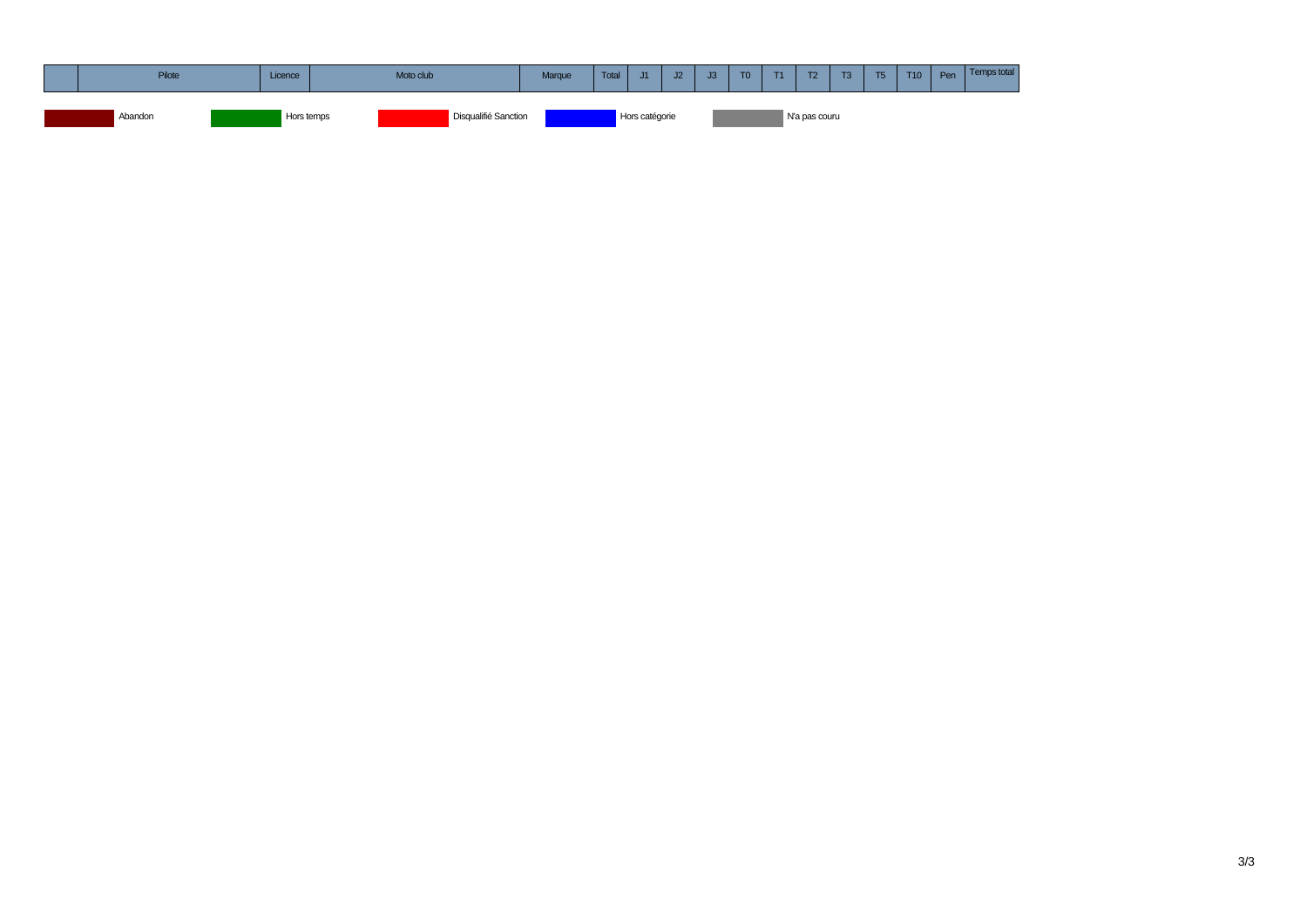| | Pilote | Licence | Moto club | Marque | Total | J1 | J2 | J3 | T0 | T1 | T2 | T3 | T5 | T10 | Pen | Temps total |
|---|---|---|---|---|---|---|---|---|---|---|---|---|---|---|---|---|

Abandon

Hors temps

Disqualifié Sanction

Hors catégorie

N'a pas couru